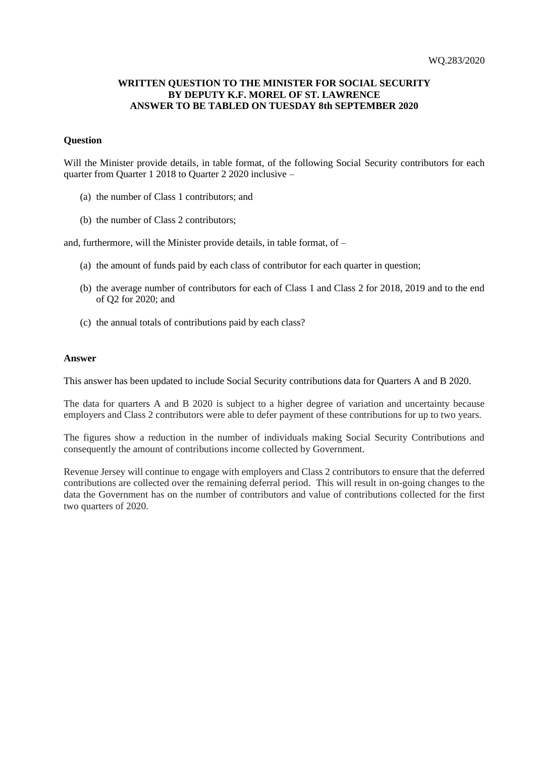WQ.283/2020

**WRITTEN QUESTION TO THE MINISTER FOR SOCIAL SECURITY**
**BY DEPUTY K.F. MOREL OF ST. LAWRENCE**
**ANSWER TO BE TABLED ON TUESDAY 8th SEPTEMBER 2020**

**Question**

Will the Minister provide details, in table format, of the following Social Security contributors for each quarter from Quarter 1 2018 to Quarter 2 2020 inclusive –

(a) the number of Class 1 contributors; and

(b) the number of Class 2 contributors;

and, furthermore, will the Minister provide details, in table format, of –

(a) the amount of funds paid by each class of contributor for each quarter in question;

(b) the average number of contributors for each of Class 1 and Class 2 for 2018, 2019 and to the end of Q2 for 2020; and

(c) the annual totals of contributions paid by each class?

**Answer**

This answer has been updated to include Social Security contributions data for Quarters A and B 2020.

The data for quarters A and B 2020 is subject to a higher degree of variation and uncertainty because employers and Class 2 contributors were able to defer payment of these contributions for up to two years.

The figures show a reduction in the number of individuals making Social Security Contributions and consequently the amount of contributions income collected by Government.

Revenue Jersey will continue to engage with employers and Class 2 contributors to ensure that the deferred contributions are collected over the remaining deferral period. This will result in on-going changes to the data the Government has on the number of contributors and value of contributions collected for the first two quarters of 2020.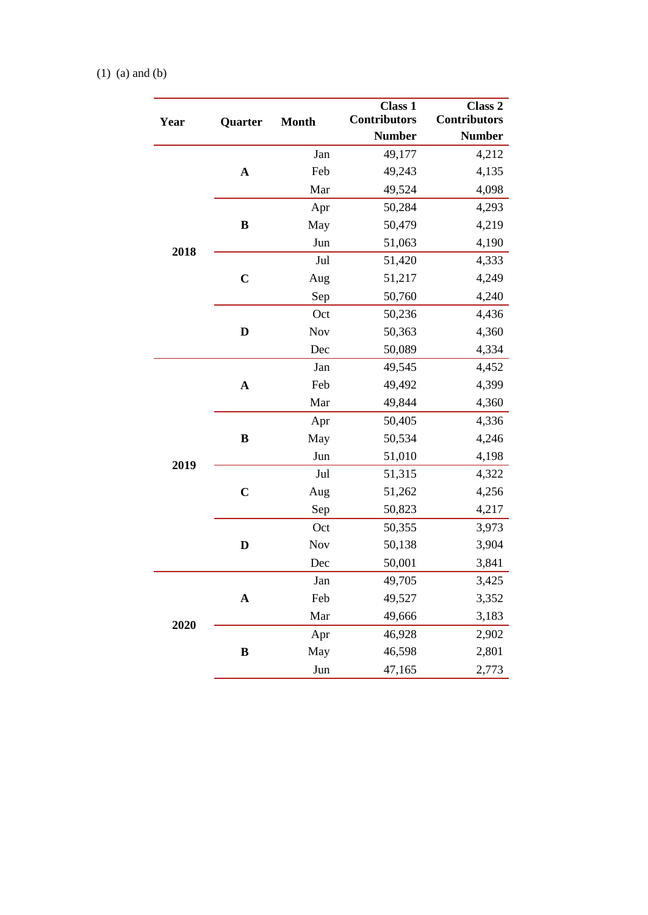(1) (a) and (b)

| Year | Quarter | Month | Class 1 Contributors Number | Class 2 Contributors Number |
|---|---|---|---|---|
| 2018 | A | Jan | 49,177 | 4,212 |
| | | Feb | 49,243 | 4,135 |
| | | Mar | 49,524 | 4,098 |
| | B | Apr | 50,284 | 4,293 |
| | | May | 50,479 | 4,219 |
| | | Jun | 51,063 | 4,190 |
| | C | Jul | 51,420 | 4,333 |
| | | Aug | 51,217 | 4,249 |
| | | Sep | 50,760 | 4,240 |
| | D | Oct | 50,236 | 4,436 |
| | | Nov | 50,363 | 4,360 |
| | | Dec | 50,089 | 4,334 |
| 2019 | A | Jan | 49,545 | 4,452 |
| | | Feb | 49,492 | 4,399 |
| | | Mar | 49,844 | 4,360 |
| | B | Apr | 50,405 | 4,336 |
| | | May | 50,534 | 4,246 |
| | | Jun | 51,010 | 4,198 |
| | C | Jul | 51,315 | 4,322 |
| | | Aug | 51,262 | 4,256 |
| | | Sep | 50,823 | 4,217 |
| | D | Oct | 50,355 | 3,973 |
| | | Nov | 50,138 | 3,904 |
| | | Dec | 50,001 | 3,841 |
| 2020 | A | Jan | 49,705 | 3,425 |
| | | Feb | 49,527 | 3,352 |
| | | Mar | 49,666 | 3,183 |
| | B | Apr | 46,928 | 2,902 |
| | | May | 46,598 | 2,801 |
| | | Jun | 47,165 | 2,773 |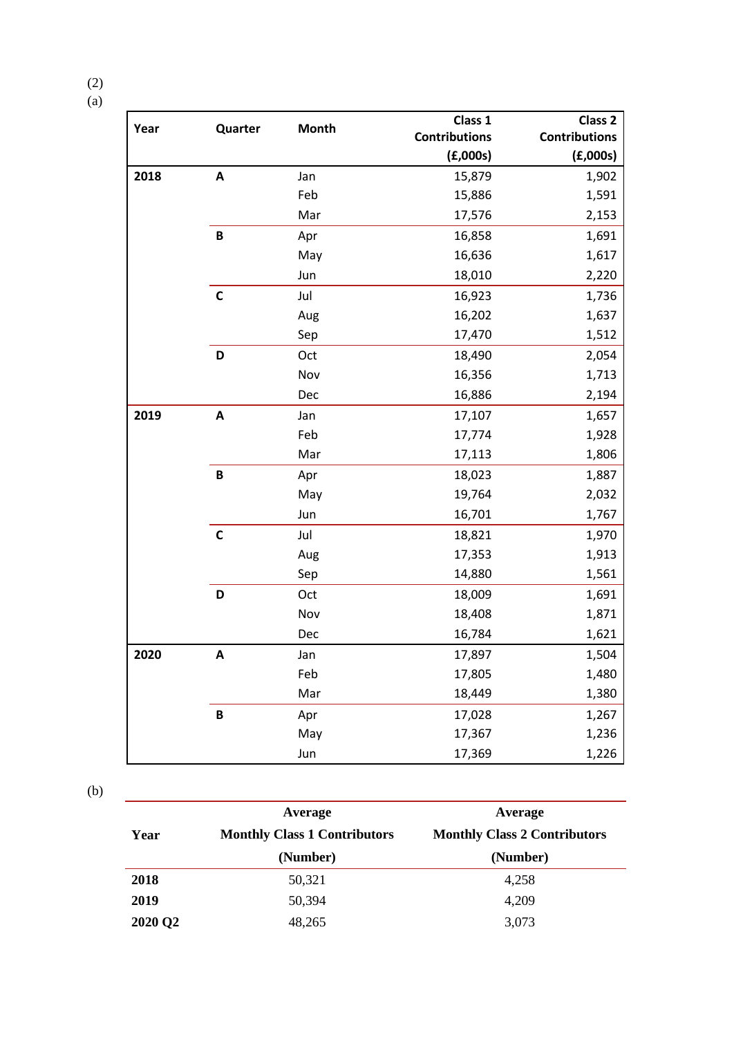(2)

(a)

| Year | Quarter | Month | Class 1 Contributions (£,000s) | Class 2 Contributions (£,000s) |
|---|---|---|---|---|
| **2018** | **A** | Jan | 15,879 | 1,902 |
| | | Feb | 15,886 | 1,591 |
| | | Mar | 17,576 | 2,153 |
| | **B** | Apr | 16,858 | 1,691 |
| | | May | 16,636 | 1,617 |
| | | Jun | 18,010 | 2,220 |
| | **C** | Jul | 16,923 | 1,736 |
| | | Aug | 16,202 | 1,637 |
| | | Sep | 17,470 | 1,512 |
| | **D** | Oct | 18,490 | 2,054 |
| | | Nov | 16,356 | 1,713 |
| | | Dec | 16,886 | 2,194 |
| **2019** | **A** | Jan | 17,107 | 1,657 |
| | | Feb | 17,774 | 1,928 |
| | | Mar | 17,113 | 1,806 |
| | **B** | Apr | 18,023 | 1,887 |
| | | May | 19,764 | 2,032 |
| | | Jun | 16,701 | 1,767 |
| | **C** | Jul | 18,821 | 1,970 |
| | | Aug | 17,353 | 1,913 |
| | | Sep | 14,880 | 1,561 |
| | **D** | Oct | 18,009 | 1,691 |
| | | Nov | 18,408 | 1,871 |
| | | Dec | 16,784 | 1,621 |
| **2020** | **A** | Jan | 17,897 | 1,504 |
| | | Feb | 17,805 | 1,480 |
| | | Mar | 18,449 | 1,380 |
| | **B** | Apr | 17,028 | 1,267 |
| | | May | 17,367 | 1,236 |
| | | Jun | 17,369 | 1,226 |

(b)

| Year | Average Monthly Class 1 Contributors (Number) | Average Monthly Class 2 Contributors (Number) |
|---|---|---|
| **2018** | 50,321 | 4,258 |
| **2019** | 50,394 | 4,209 |
| **2020 Q2** | 48,265 | 3,073 |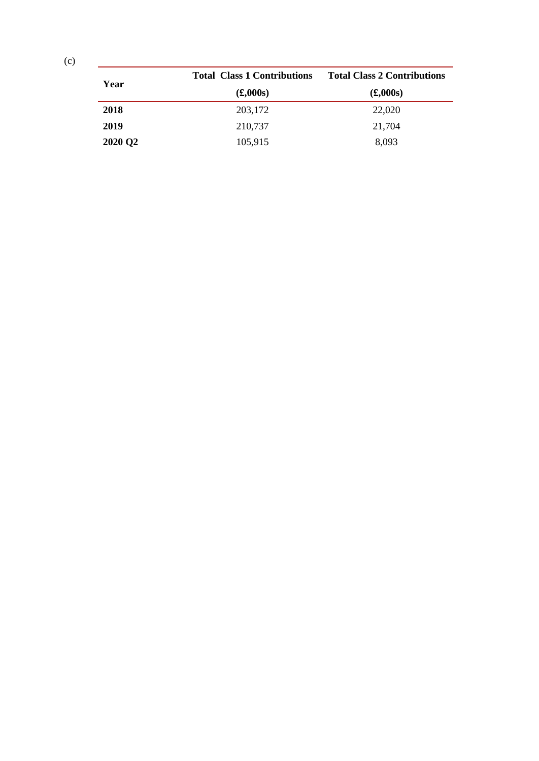(c)

| Year | Total Class 1 Contributions (£,000s) | Total Class 2 Contributions (£,000s) |
|---|---|---|
| **2018** | 203,172 | 22,020 |
| **2019** | 210,737 | 21,704 |
| **2020 Q2** | 105,915 | 8,093 |